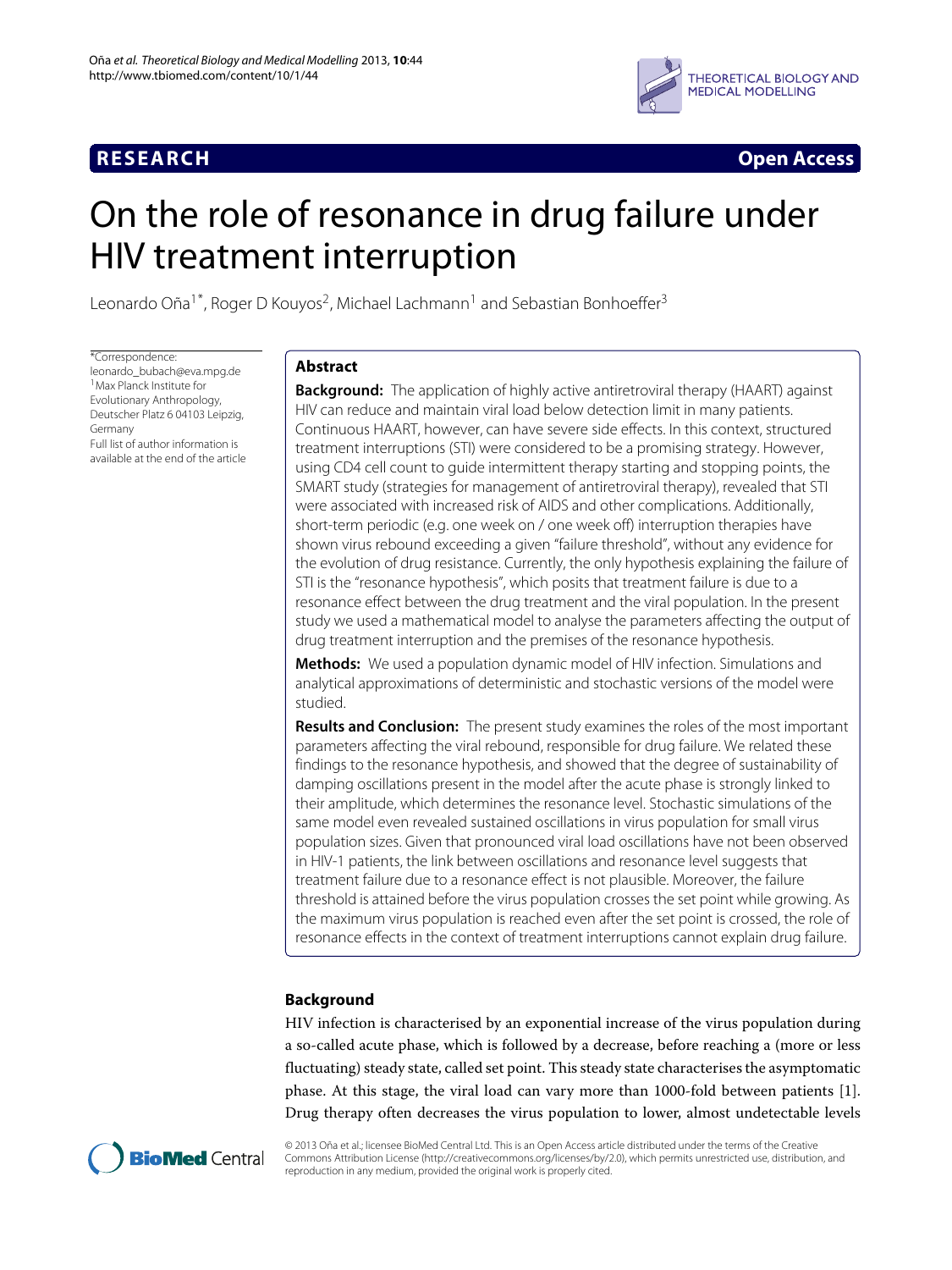**RESEARCH** **Open Access**

# On the role of resonance in drug failure under HIV treatment interruption

Leonardo Oña[1*], Roger D Kouyos[2], Michael Lachmann[1] and Sebastian Bonhoeffer[3]

*Correspondence: leonardo_bubach@eva.mpg.de
[1]Max Planck Institute for Evolutionary Anthropology, Deutscher Platz 6 04103 Leipzig, Germany
Full list of author information is available at the end of the article

## Abstract

**Background:** The application of highly active antiretroviral therapy (HAART) against HIV can reduce and maintain viral load below detection limit in many patients. Continuous HAART, however, can have severe side effects. In this context, structured treatment interruptions (STI) were considered to be a promising strategy. However, using CD4 cell count to guide intermittent therapy starting and stopping points, the SMART study (strategies for management of antiretroviral therapy), revealed that STI were associated with increased risk of AIDS and other complications. Additionally, short-term periodic (e.g. one week on / one week off) interruption therapies have shown virus rebound exceeding a given "failure threshold", without any evidence for the evolution of drug resistance. Currently, the only hypothesis explaining the failure of STI is the "resonance hypothesis", which posits that treatment failure is due to a resonance effect between the drug treatment and the viral population. In the present study we used a mathematical model to analyse the parameters affecting the output of drug treatment interruption and the premises of the resonance hypothesis.

**Methods:** We used a population dynamic model of HIV infection. Simulations and analytical approximations of deterministic and stochastic versions of the model were studied.

**Results and Conclusion:** The present study examines the roles of the most important parameters affecting the viral rebound, responsible for drug failure. We related these findings to the resonance hypothesis, and showed that the degree of sustainability of damping oscillations present in the model after the acute phase is strongly linked to their amplitude, which determines the resonance level. Stochastic simulations of the same model even revealed sustained oscillations in virus population for small virus population sizes. Given that pronounced viral load oscillations have not been observed in HIV-1 patients, the link between oscillations and resonance level suggests that treatment failure due to a resonance effect is not plausible. Moreover, the failure threshold is attained before the virus population crosses the set point while growing. As the maximum virus population is reached even after the set point is crossed, the role of resonance effects in the context of treatment interruptions cannot explain drug failure.

## Background

HIV infection is characterised by an exponential increase of the virus population during a so-called acute phase, which is followed by a decrease, before reaching a (more or less fluctuating) steady state, called set point. This steady state characterises the asymptomatic phase. At this stage, the viral load can vary more than 1000-fold between patients [1]. Drug therapy often decreases the virus population to lower, almost undetectable levels

© 2013 Oña et al.; licensee BioMed Central Ltd. This is an Open Access article distributed under the terms of the Creative Commons Attribution License (http://creativecommons.org/licenses/by/2.0), which permits unrestricted use, distribution, and reproduction in any medium, provided the original work is properly cited.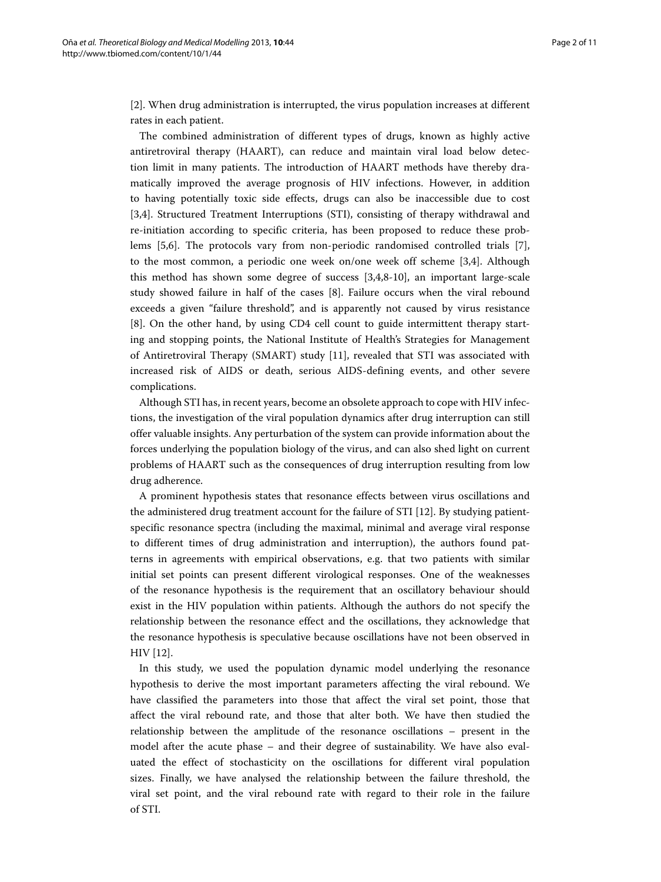[2]. When drug administration is interrupted, the virus population increases at different rates in each patient.

The combined administration of different types of drugs, known as highly active antiretroviral therapy (HAART), can reduce and maintain viral load below detection limit in many patients. The introduction of HAART methods have thereby dramatically improved the average prognosis of HIV infections. However, in addition to having potentially toxic side effects, drugs can also be inaccessible due to cost [3,4]. Structured Treatment Interruptions (STI), consisting of therapy withdrawal and re-initiation according to specific criteria, has been proposed to reduce these problems [5,6]. The protocols vary from non-periodic randomised controlled trials [7], to the most common, a periodic one week on/one week off scheme [3,4]. Although this method has shown some degree of success [3,4,8-10], an important large-scale study showed failure in half of the cases [8]. Failure occurs when the viral rebound exceeds a given "failure threshold", and is apparently not caused by virus resistance [8]. On the other hand, by using CD4 cell count to guide intermittent therapy starting and stopping points, the National Institute of Health's Strategies for Management of Antiretroviral Therapy (SMART) study [11], revealed that STI was associated with increased risk of AIDS or death, serious AIDS-defining events, and other severe complications.

Although STI has, in recent years, become an obsolete approach to cope with HIV infections, the investigation of the viral population dynamics after drug interruption can still offer valuable insights. Any perturbation of the system can provide information about the forces underlying the population biology of the virus, and can also shed light on current problems of HAART such as the consequences of drug interruption resulting from low drug adherence.

A prominent hypothesis states that resonance effects between virus oscillations and the administered drug treatment account for the failure of STI [12]. By studying patient-specific resonance spectra (including the maximal, minimal and average viral response to different times of drug administration and interruption), the authors found patterns in agreements with empirical observations, e.g. that two patients with similar initial set points can present different virological responses. One of the weaknesses of the resonance hypothesis is the requirement that an oscillatory behaviour should exist in the HIV population within patients. Although the authors do not specify the relationship between the resonance effect and the oscillations, they acknowledge that the resonance hypothesis is speculative because oscillations have not been observed in HIV [12].

In this study, we used the population dynamic model underlying the resonance hypothesis to derive the most important parameters affecting the viral rebound. We have classified the parameters into those that affect the viral set point, those that affect the viral rebound rate, and those that alter both. We have then studied the relationship between the amplitude of the resonance oscillations – present in the model after the acute phase – and their degree of sustainability. We have also evaluated the effect of stochasticity on the oscillations for different viral population sizes. Finally, we have analysed the relationship between the failure threshold, the viral set point, and the viral rebound rate with regard to their role in the failure of STI.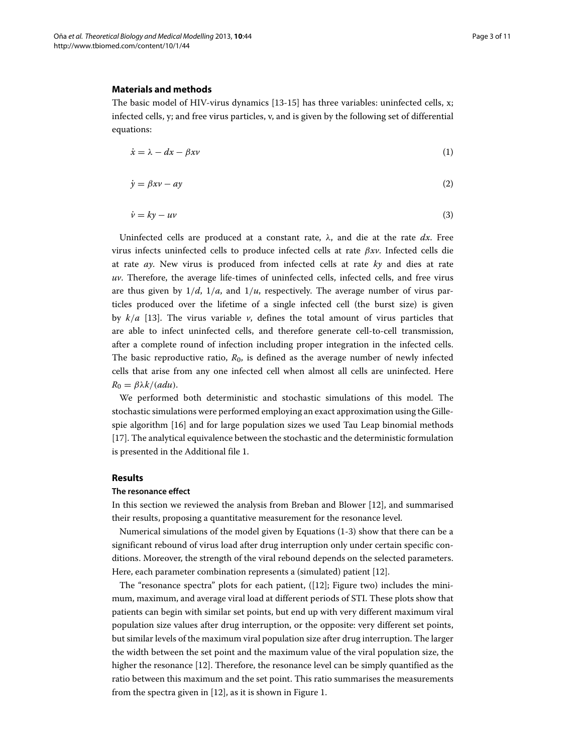## Materials and methods

The basic model of HIV-virus dynamics [13-15] has three variables: uninfected cells, x; infected cells, y; and free virus particles, v, and is given by the following set of differential equations:

$$\dot{x} = \lambda - dx - \beta xv \tag{1}$$

$$\dot{y} = \beta xv - ay \tag{2}$$

$$\dot{v} = ky - uv \tag{3}$$

Uninfected cells are produced at a constant rate, $\lambda$, and die at the rate $dx$. Free virus infects uninfected cells to produce infected cells at rate $\beta xv$. Infected cells die at rate $ay$. New virus is produced from infected cells at rate $ky$ and dies at rate $uv$. Therefore, the average life-times of uninfected cells, infected cells, and free virus are thus given by $1/d$, $1/a$, and $1/u$, respectively. The average number of virus particles produced over the lifetime of a single infected cell (the burst size) is given by $k/a$ [13]. The virus variable $v$, defines the total amount of virus particles that are able to infect uninfected cells, and therefore generate cell-to-cell transmission, after a complete round of infection including proper integration in the infected cells. The basic reproductive ratio, $R_0$, is defined as the average number of newly infected cells that arise from any one infected cell when almost all cells are uninfected. Here $R_0 = \beta\lambda k/(adu)$.

We performed both deterministic and stochastic simulations of this model. The stochastic simulations were performed employing an exact approximation using the Gillespie algorithm [16] and for large population sizes we used Tau Leap binomial methods [17]. The analytical equivalence between the stochastic and the deterministic formulation is presented in the Additional file 1.

## Results

### The resonance effect

In this section we reviewed the analysis from Breban and Blower [12], and summarised their results, proposing a quantitative measurement for the resonance level.

Numerical simulations of the model given by Equations (1-3) show that there can be a significant rebound of virus load after drug interruption only under certain specific conditions. Moreover, the strength of the viral rebound depends on the selected parameters. Here, each parameter combination represents a (simulated) patient [12].

The "resonance spectra" plots for each patient, ([12]; Figure two) includes the minimum, maximum, and average viral load at different periods of STI. These plots show that patients can begin with similar set points, but end up with very different maximum viral population size values after drug interruption, or the opposite: very different set points, but similar levels of the maximum viral population size after drug interruption. The larger the width between the set point and the maximum value of the viral population size, the higher the resonance [12]. Therefore, the resonance level can be simply quantified as the ratio between this maximum and the set point. This ratio summarises the measurements from the spectra given in [12], as it is shown in Figure 1.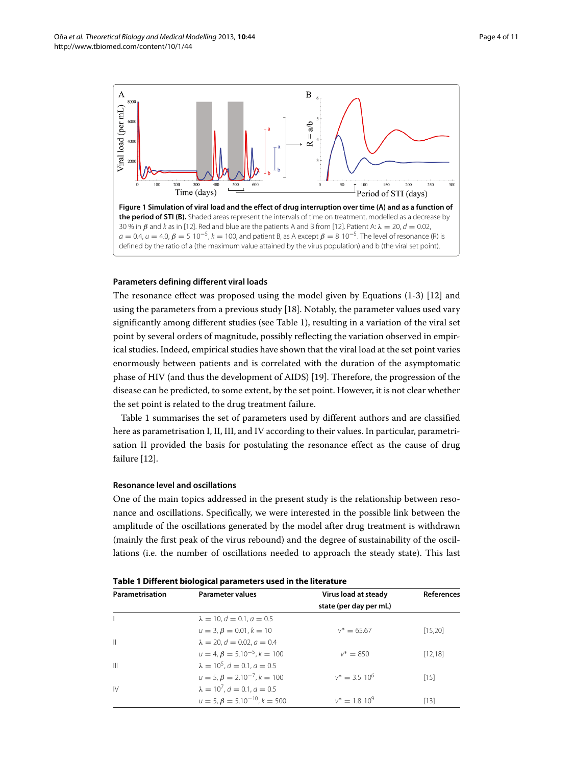**Figure 1 Simulation of viral load and the effect of drug interruption over time (A) and as a function of the period of STI (B).** Shaded areas represent the intervals of time on treatment, modelled as a decrease by 30 % in $\beta$ and $k$ as in [12]. Red and blue are the patients A and B from [12]. Patient A: $\lambda = 20$, $d = 0.02$, $a = 0.4$, $u = 4.0$, $\beta = 5\ 10^{-5}$, $k = 100$, and patient B, as A except $\beta = 8\ 10^{-5}$. The level of resonance (R) is defined by the ratio of a (the maximum value attained by the virus population) and b (the viral set point).

### Parameters defining different viral loads

The resonance effect was proposed using the model given by Equations (1-3) [12] and using the parameters from a previous study [18]. Notably, the parameter values used vary significantly among different studies (see Table 1), resulting in a variation of the viral set point by several orders of magnitude, possibly reflecting the variation observed in empirical studies. Indeed, empirical studies have shown that the viral load at the set point varies enormously between patients and is correlated with the duration of the asymptomatic phase of HIV (and thus the development of AIDS) [19]. Therefore, the progression of the disease can be predicted, to some extent, by the set point. However, it is not clear whether the set point is related to the drug treatment failure.

Table 1 summarises the set of parameters used by different authors and are classified here as parametrisation I, II, III, and IV according to their values. In particular, parametrisation II provided the basis for postulating the resonance effect as the cause of drug failure [12].

### Resonance level and oscillations

One of the main topics addressed in the present study is the relationship between resonance and oscillations. Specifically, we were interested in the possible link between the amplitude of the oscillations generated by the model after drug treatment is withdrawn (mainly the first peak of the virus rebound) and the degree of sustainability of the oscillations (i.e. the number of oscillations needed to approach the steady state). This last

**Table 1 Different biological parameters used in the literature**

| Parametrisation | Parameter values | Virus load at steady state (per day per mL) | References |
|---|---|---|---|
| I | $\lambda = 10, d = 0.1, a = 0.5$ <br> $u = 3, \beta = 0.01, k = 10$ | $v^* = 65.67$ | [15,20] |
| II | $\lambda = 20, d = 0.02, a = 0.4$ <br> $u = 4, \beta = 5.10^{-5}, k = 100$ | $v^* = 850$ | [12,18] |
| III | $\lambda = 10^5, d = 0.1, a = 0.5$ <br> $u = 5, \beta = 2.10^{-7}, k = 100$ | $v^* = 3.5\ 10^6$ | [15] |
| IV | $\lambda = 10^7, d = 0.1, a = 0.5$ <br> $u = 5, \beta = 5.10^{-10}, k = 500$ | $v^* = 1.8\ 10^9$ | [13] |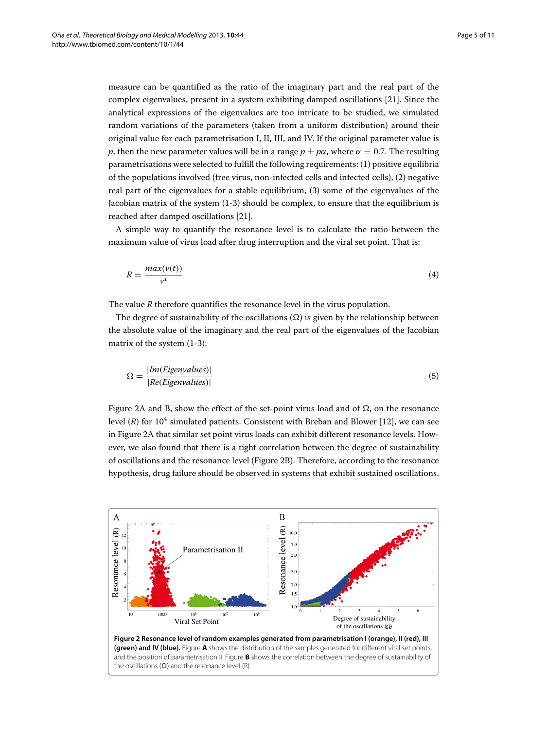measure can be quantified as the ratio of the imaginary part and the real part of the complex eigenvalues, present in a system exhibiting damped oscillations [21]. Since the analytical expressions of the eigenvalues are too intricate to be studied, we simulated random variations of the parameters (taken from a uniform distribution) around their original value for each parametrisation I, II, III, and IV. If the original parameter value is $p$, then the new parameter values will be in a range $p \pm p\alpha$, where $\alpha = 0.7$. The resulting parametrisations were selected to fulfill the following requirements: (1) positive equilibria of the populations involved (free virus, non-infected cells and infected cells), (2) negative real part of the eigenvalues for a stable equilibrium, (3) some of the eigenvalues of the Jacobian matrix of the system (1-3) should be complex, to ensure that the equilibrium is reached after damped oscillations [21].

A simple way to quantify the resonance level is to calculate the ratio between the maximum value of virus load after drug interruption and the viral set point. That is:

$$R = \frac{max(v(t))}{v^{*}} \tag{4}$$

The value $R$ therefore quantifies the resonance level in the virus population.

The degree of sustainability of the oscillations ($\Omega$) is given by the relationship between the absolute value of the imaginary and the real part of the eigenvalues of the Jacobian matrix of the system (1-3):

$$\Omega = \frac{|Im(Eigenvalues)|}{|Re(Eigenvalues)|} \tag{5}$$

Figure 2A and B, show the effect of the set-point virus load and of $\Omega$, on the resonance level ($R$) for $10^4$ simulated patients. Consistent with Breban and Blower [12], we can see in Figure 2A that similar set point virus loads can exhibit different resonance levels. However, we also found that there is a tight correlation between the degree of sustainability of oscillations and the resonance level (Figure 2B). Therefore, according to the resonance hypothesis, drug failure should be observed in systems that exhibit sustained oscillations.

**Figure 2 Resonance level of random examples generated from parametrisation I (orange), II (red), III (green) and IV (blue).** Figure **A** shows the distribution of the samples generated for different viral set points, and the position of parametrisation II. Figure **B** shows the correlation between the degree of sustainability of the oscillations ($\Omega$) and the resonance level (R).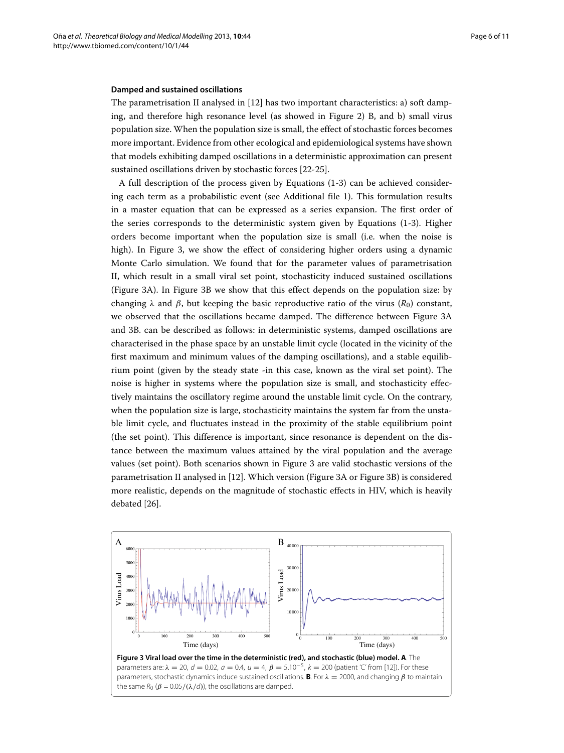### Damped and sustained oscillations

The parametrisation II analysed in [12] has two important characteristics: a) soft damping, and therefore high resonance level (as showed in Figure 2) B, and b) small virus population size. When the population size is small, the effect of stochastic forces becomes more important. Evidence from other ecological and epidemiological systems have shown that models exhibiting damped oscillations in a deterministic approximation can present sustained oscillations driven by stochastic forces [22-25].

A full description of the process given by Equations (1-3) can be achieved considering each term as a probabilistic event (see Additional file 1). This formulation results in a master equation that can be expressed as a series expansion. The first order of the series corresponds to the deterministic system given by Equations (1-3). Higher orders become important when the population size is small (i.e. when the noise is high). In Figure 3, we show the effect of considering higher orders using a dynamic Monte Carlo simulation. We found that for the parameter values of parametrisation II, which result in a small viral set point, stochasticity induced sustained oscillations (Figure 3A). In Figure 3B we show that this effect depends on the population size: by changing $\lambda$ and $\beta$, but keeping the basic reproductive ratio of the virus ($R_0$) constant, we observed that the oscillations became damped. The difference between Figure 3A and 3B. can be described as follows: in deterministic systems, damped oscillations are characterised in the phase space by an unstable limit cycle (located in the vicinity of the first maximum and minimum values of the damping oscillations), and a stable equilibrium point (given by the steady state -in this case, known as the viral set point). The noise is higher in systems where the population size is small, and stochasticity effectively maintains the oscillatory regime around the unstable limit cycle. On the contrary, when the population size is large, stochasticity maintains the system far from the unstable limit cycle, and fluctuates instead in the proximity of the stable equilibrium point (the set point). This difference is important, since resonance is dependent on the distance between the maximum values attained by the viral population and the average values (set point). Both scenarios shown in Figure 3 are valid stochastic versions of the parametrisation II analysed in [12]. Which version (Figure 3A or Figure 3B) is considered more realistic, depends on the magnitude of stochastic effects in HIV, which is heavily debated [26].

**Figure 3 Viral load over the time in the deterministic (red), and stochastic (blue) model. A**. The parameters are: $\lambda = 20$, $d = 0.02$, $a = 0.4$, $u = 4$, $\beta = 5.10^{-5}$, $k = 200$ (patient 'C' from [12]). For these parameters, stochastic dynamics induce sustained oscillations. **B**. For $\lambda = 2000$, and changing $\beta$ to maintain the same $R_0$ ($\beta = 0.05/(\lambda/d)$), the oscillations are damped.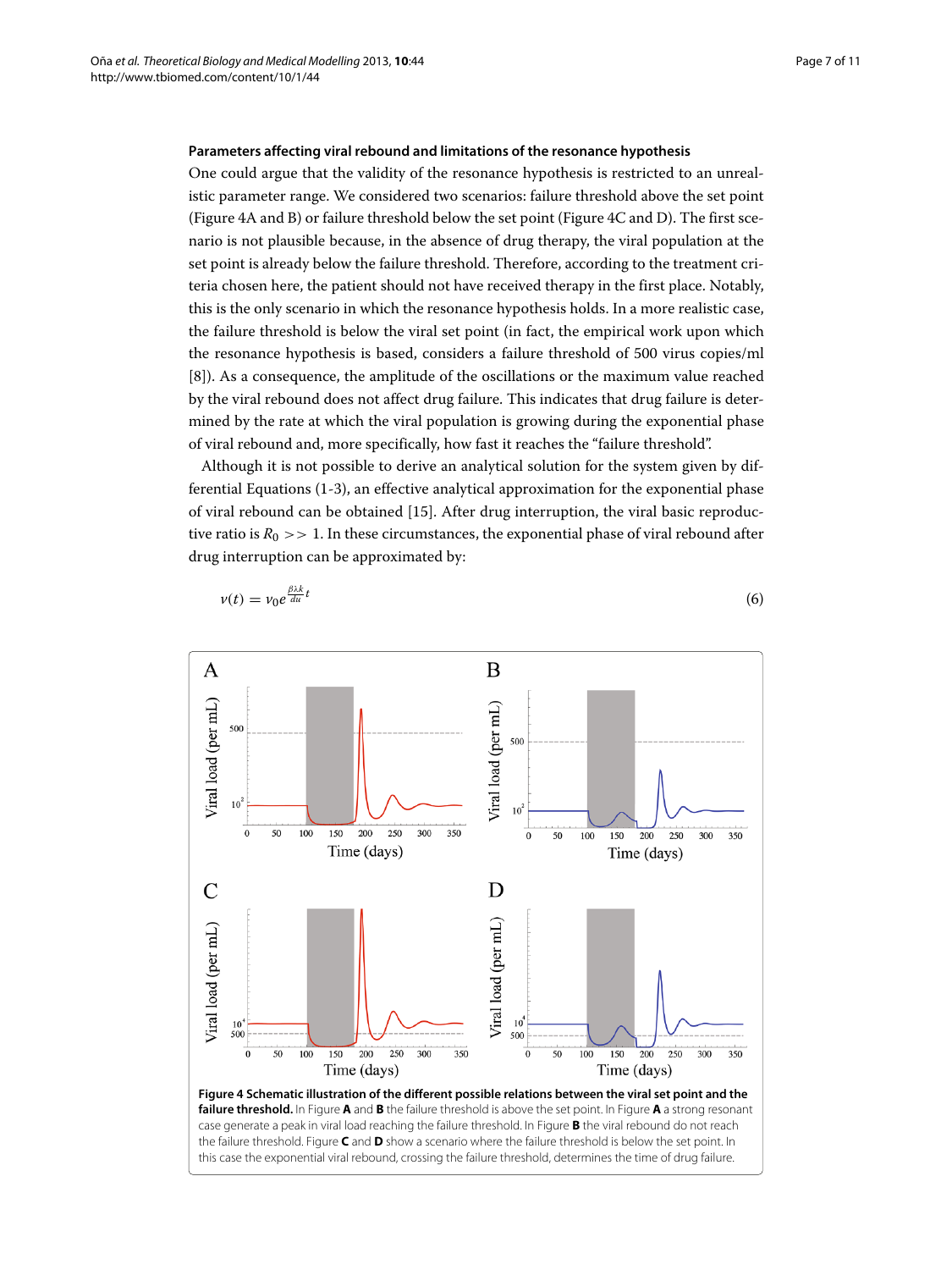### Parameters affecting viral rebound and limitations of the resonance hypothesis

One could argue that the validity of the resonance hypothesis is restricted to an unrealistic parameter range. We considered two scenarios: failure threshold above the set point (Figure 4A and B) or failure threshold below the set point (Figure 4C and D). The first scenario is not plausible because, in the absence of drug therapy, the viral population at the set point is already below the failure threshold. Therefore, according to the treatment criteria chosen here, the patient should not have received therapy in the first place. Notably, this is the only scenario in which the resonance hypothesis holds. In a more realistic case, the failure threshold is below the viral set point (in fact, the empirical work upon which the resonance hypothesis is based, considers a failure threshold of 500 virus copies/ml [8]). As a consequence, the amplitude of the oscillations or the maximum value reached by the viral rebound does not affect drug failure. This indicates that drug failure is determined by the rate at which the viral population is growing during the exponential phase of viral rebound and, more specifically, how fast it reaches the "failure threshold".

Although it is not possible to derive an analytical solution for the system given by differential Equations (1-3), an effective analytical approximation for the exponential phase of viral rebound can be obtained [15]. After drug interruption, the viral basic reproductive ratio is $R_0 >> 1$. In these circumstances, the exponential phase of viral rebound after drug interruption can be approximated by:

$$v(t) = v_0 e^{\frac{\beta \lambda k}{du} t} \tag{6}$$

**Figure 4 Schematic illustration of the different possible relations between the viral set point and the failure threshold.** In Figure **A** and **B** the failure threshold is above the set point. In Figure **A** a strong resonant case generate a peak in viral load reaching the failure threshold. In Figure **B** the viral rebound do not reach the failure threshold. Figure **C** and **D** show a scenario where the failure threshold is below the set point. In this case the exponential viral rebound, crossing the failure threshold, determines the time of drug failure.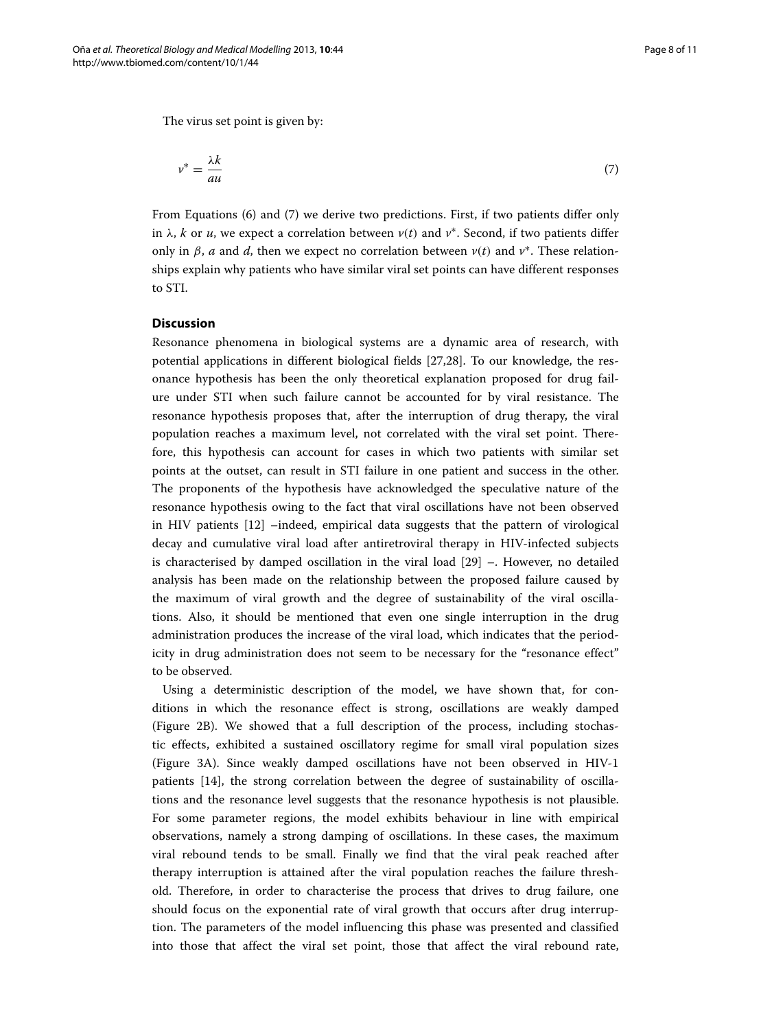The virus set point is given by:

$$v^* = \frac{\lambda k}{au} \tag{7}$$

From Equations (6) and (7) we derive two predictions. First, if two patients differ only in $\lambda$, $k$ or $u$, we expect a correlation between $v(t)$ and $v^*$. Second, if two patients differ only in $\beta$, $a$ and $d$, then we expect no correlation between $v(t)$ and $v^*$. These relationships explain why patients who have similar viral set points can have different responses to STI.

## Discussion

Resonance phenomena in biological systems are a dynamic area of research, with potential applications in different biological fields [27,28]. To our knowledge, the resonance hypothesis has been the only theoretical explanation proposed for drug failure under STI when such failure cannot be accounted for by viral resistance. The resonance hypothesis proposes that, after the interruption of drug therapy, the viral population reaches a maximum level, not correlated with the viral set point. Therefore, this hypothesis can account for cases in which two patients with similar set points at the outset, can result in STI failure in one patient and success in the other. The proponents of the hypothesis have acknowledged the speculative nature of the resonance hypothesis owing to the fact that viral oscillations have not been observed in HIV patients [12] –indeed, empirical data suggests that the pattern of virological decay and cumulative viral load after antiretroviral therapy in HIV-infected subjects is characterised by damped oscillation in the viral load [29] –. However, no detailed analysis has been made on the relationship between the proposed failure caused by the maximum of viral growth and the degree of sustainability of the viral oscillations. Also, it should be mentioned that even one single interruption in the drug administration produces the increase of the viral load, which indicates that the periodicity in drug administration does not seem to be necessary for the "resonance effect" to be observed.

Using a deterministic description of the model, we have shown that, for conditions in which the resonance effect is strong, oscillations are weakly damped (Figure 2B). We showed that a full description of the process, including stochastic effects, exhibited a sustained oscillatory regime for small viral population sizes (Figure 3A). Since weakly damped oscillations have not been observed in HIV-1 patients [14], the strong correlation between the degree of sustainability of oscillations and the resonance level suggests that the resonance hypothesis is not plausible. For some parameter regions, the model exhibits behaviour in line with empirical observations, namely a strong damping of oscillations. In these cases, the maximum viral rebound tends to be small. Finally we find that the viral peak reached after therapy interruption is attained after the viral population reaches the failure threshold. Therefore, in order to characterise the process that drives to drug failure, one should focus on the exponential rate of viral growth that occurs after drug interruption. The parameters of the model influencing this phase was presented and classified into those that affect the viral set point, those that affect the viral rebound rate,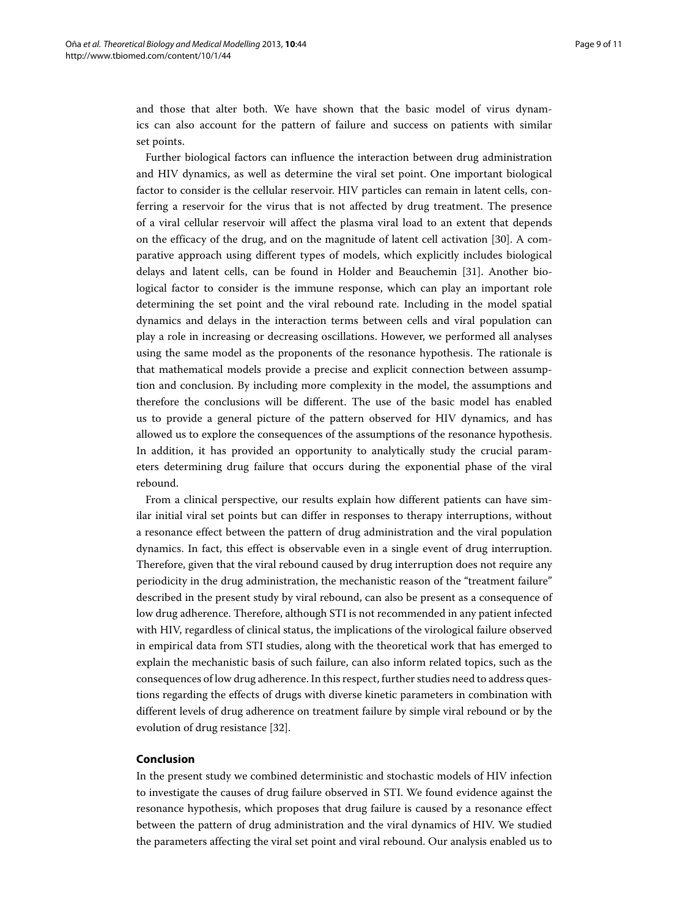and those that alter both. We have shown that the basic model of virus dynamics can also account for the pattern of failure and success on patients with similar set points.

Further biological factors can influence the interaction between drug administration and HIV dynamics, as well as determine the viral set point. One important biological factor to consider is the cellular reservoir. HIV particles can remain in latent cells, conferring a reservoir for the virus that is not affected by drug treatment. The presence of a viral cellular reservoir will affect the plasma viral load to an extent that depends on the efficacy of the drug, and on the magnitude of latent cell activation [30]. A comparative approach using different types of models, which explicitly includes biological delays and latent cells, can be found in Holder and Beauchemin [31]. Another biological factor to consider is the immune response, which can play an important role determining the set point and the viral rebound rate. Including in the model spatial dynamics and delays in the interaction terms between cells and viral population can play a role in increasing or decreasing oscillations. However, we performed all analyses using the same model as the proponents of the resonance hypothesis. The rationale is that mathematical models provide a precise and explicit connection between assumption and conclusion. By including more complexity in the model, the assumptions and therefore the conclusions will be different. The use of the basic model has enabled us to provide a general picture of the pattern observed for HIV dynamics, and has allowed us to explore the consequences of the assumptions of the resonance hypothesis. In addition, it has provided an opportunity to analytically study the crucial parameters determining drug failure that occurs during the exponential phase of the viral rebound.

From a clinical perspective, our results explain how different patients can have similar initial viral set points but can differ in responses to therapy interruptions, without a resonance effect between the pattern of drug administration and the viral population dynamics. In fact, this effect is observable even in a single event of drug interruption. Therefore, given that the viral rebound caused by drug interruption does not require any periodicity in the drug administration, the mechanistic reason of the "treatment failure" described in the present study by viral rebound, can also be present as a consequence of low drug adherence. Therefore, although STI is not recommended in any patient infected with HIV, regardless of clinical status, the implications of the virological failure observed in empirical data from STI studies, along with the theoretical work that has emerged to explain the mechanistic basis of such failure, can also inform related topics, such as the consequences of low drug adherence. In this respect, further studies need to address questions regarding the effects of drugs with diverse kinetic parameters in combination with different levels of drug adherence on treatment failure by simple viral rebound or by the evolution of drug resistance [32].

## Conclusion

In the present study we combined deterministic and stochastic models of HIV infection to investigate the causes of drug failure observed in STI. We found evidence against the resonance hypothesis, which proposes that drug failure is caused by a resonance effect between the pattern of drug administration and the viral dynamics of HIV. We studied the parameters affecting the viral set point and viral rebound. Our analysis enabled us to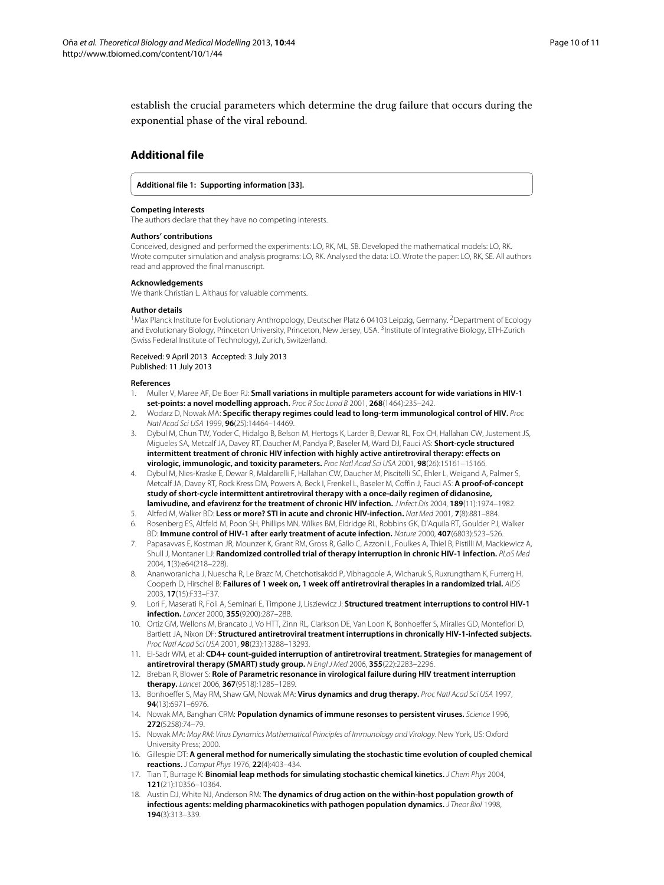establish the crucial parameters which determine the drug failure that occurs during the exponential phase of the viral rebound.

## Additional file

**Additional file 1: Supporting information [33].**

#### Competing interests

The authors declare that they have no competing interests.

#### Authors' contributions

Conceived, designed and performed the experiments: LO, RK, ML, SB. Developed the mathematical models: LO, RK. Wrote computer simulation and analysis programs: LO, RK. Analysed the data: LO. Wrote the paper: LO, RK, SE. All authors read and approved the final manuscript.

#### Acknowledgements

We thank Christian L. Althaus for valuable comments.

#### Author details

[1]Max Planck Institute for Evolutionary Anthropology, Deutscher Platz 6 04103 Leipzig, Germany. [2]Department of Ecology and Evolutionary Biology, Princeton University, Princeton, New Jersey, USA. [3]Institute of Integrative Biology, ETH-Zurich (Swiss Federal Institute of Technology), Zurich, Switzerland.

Received: 9 April 2013 Accepted: 3 July 2013
Published: 11 July 2013

#### References

1. Muller V, Maree AF, De Boer RJ: **Small variations in multiple parameters account for wide variations in HIV-1 set-points: a novel modelling approach.** *Proc R Soc Lond B* 2001, **268**(1464):235–242.
2. Wodarz D, Nowak MA: **Specific therapy regimes could lead to long-term immunological control of HIV.** *Proc Natl Acad Sci USA* 1999, **96**(25):14464–14469.
3. Dybul M, Chun TW, Yoder C, Hidalgo B, Belson M, Hertogs K, Larder B, Dewar RL, Fox CH, Hallahan CW, Justement JS, Migueles SA, Metcalf JA, Davey RT, Daucher M, Pandya P, Baseler M, Ward DJ, Fauci AS: **Short-cycle structured intermittent treatment of chronic HIV infection with highly active antiretroviral therapy: effects on virologic, immunologic, and toxicity parameters.** *Proc Natl Acad Sci USA* 2001, **98**(26):15161–15166.
4. Dybul M, Nies-Kraske E, Dewar R, Maldarelli F, Hallahan CW, Daucher M, Piscitelli SC, Ehler L, Weigand A, Palmer S, Metcalf JA, Davey RT, Rock Kress DM, Powers A, Beck I, Frenkel L, Baseler M, Coffin J, Fauci AS: **A proof-of-concept study of short-cycle intermittent antiretroviral therapy with a once-daily regimen of didanosine, lamivudine, and efavirenz for the treatment of chronic HIV infection.** *J Infect Dis* 2004, **189**(11):1974–1982.
5. Altfed M, Walker BD: **Less or more? STI in acute and chronic HIV-infection.** *Nat Med* 2001, **7**(8):881–884.
6. Rosenberg ES, Altfeld M, Poon SH, Phillips MN, Wilkes BM, Eldridge RL, Robbins GK, D'Aquila RT, Goulder PJ, Walker BD: **Immune control of HIV-1 after early treatment of acute infection.** *Nature* 2000, **407**(6803):523–526.
7. Papasavvas E, Kostman JR, Mounzer K, Grant RM, Gross R, Gallo C, Azzoni L, Foulkes A, Thiel B, Pistilli M, Mackiewicz A, Shull J, Montaner LJ: **Randomized controlled trial of therapy interruption in chronic HIV-1 infection.** *PLoS Med* 2004, **1**(3):e64(218–228).
8. Ananworanicha J, Nuescha R, Le Brazc M, Chetchotisakdd P, Vibhagoole A, Wicharuk S, Ruxrungtham K, Furrerg H, Cooperh D, Hirschel B: **Failures of 1 week on, 1 week off antiretroviral therapies in a randomized trial.** *AIDS* 2003, **17**(15):F33–F37.
9. Lori F, Maserati R, Foli A, Seminari E, Timpone J, Lisziewicz J: **Structured treatment interruptions to control HIV-1 infection.** *Lancet* 2000, **355**(9200):287–288.
10. Ortiz GM, Wellons M, Brancato J, Vo HTT, Zinn RL, Clarkson DE, Van Loon K, Bonhoeffer S, Miralles GD, Montefiori D, Bartlett JA, Nixon DF: **Structured antiretroviral treatment interruptions in chronically HIV-1-infected subjects.** *Proc Natl Acad Sci USA* 2001, **98**(23):13288–13293.
11. El-Sadr WM, et al: **CD4+ count-guided interruption of antiretroviral treatment. Strategies for management of antiretroviral therapy (SMART) study group.** *N Engl J Med* 2006, **355**(22):2283–2296.
12. Breban R, Blower S: **Role of Parametric resonance in virological failure during HIV treatment interruption therapy.** *Lancet* 2006, **367**(9518):1285–1289.
13. Bonhoeffer S, May RM, Shaw GM, Nowak MA: **Virus dynamics and drug therapy.** *Proc Natl Acad Sci USA* 1997, **94**(13):6971–6976.
14. Nowak MA, Banghan CRM: **Population dynamics of immune resonses to persistent viruses.** *Science* 1996, **272**(5258):74–79.
15. Nowak MA: *May RM: Virus Dynamics Mathematical Principles of Immunology and Virology*. New York, US: Oxford University Press; 2000.
16. Gillespie DT: **A general method for numerically simulating the stochastic time evolution of coupled chemical reactions.** *J Comput Phys* 1976, **22**(4):403–434.
17. Tian T, Burrage K: **Binomial leap methods for simulating stochastic chemical kinetics.** *J Chem Phys* 2004, **121**(21):10356–10364.
18. Austin DJ, White NJ, Anderson RM: **The dynamics of drug action on the within-host population growth of infectious agents: melding pharmacokinetics with pathogen population dynamics.** *J Theor Biol* 1998, **194**(3):313–339.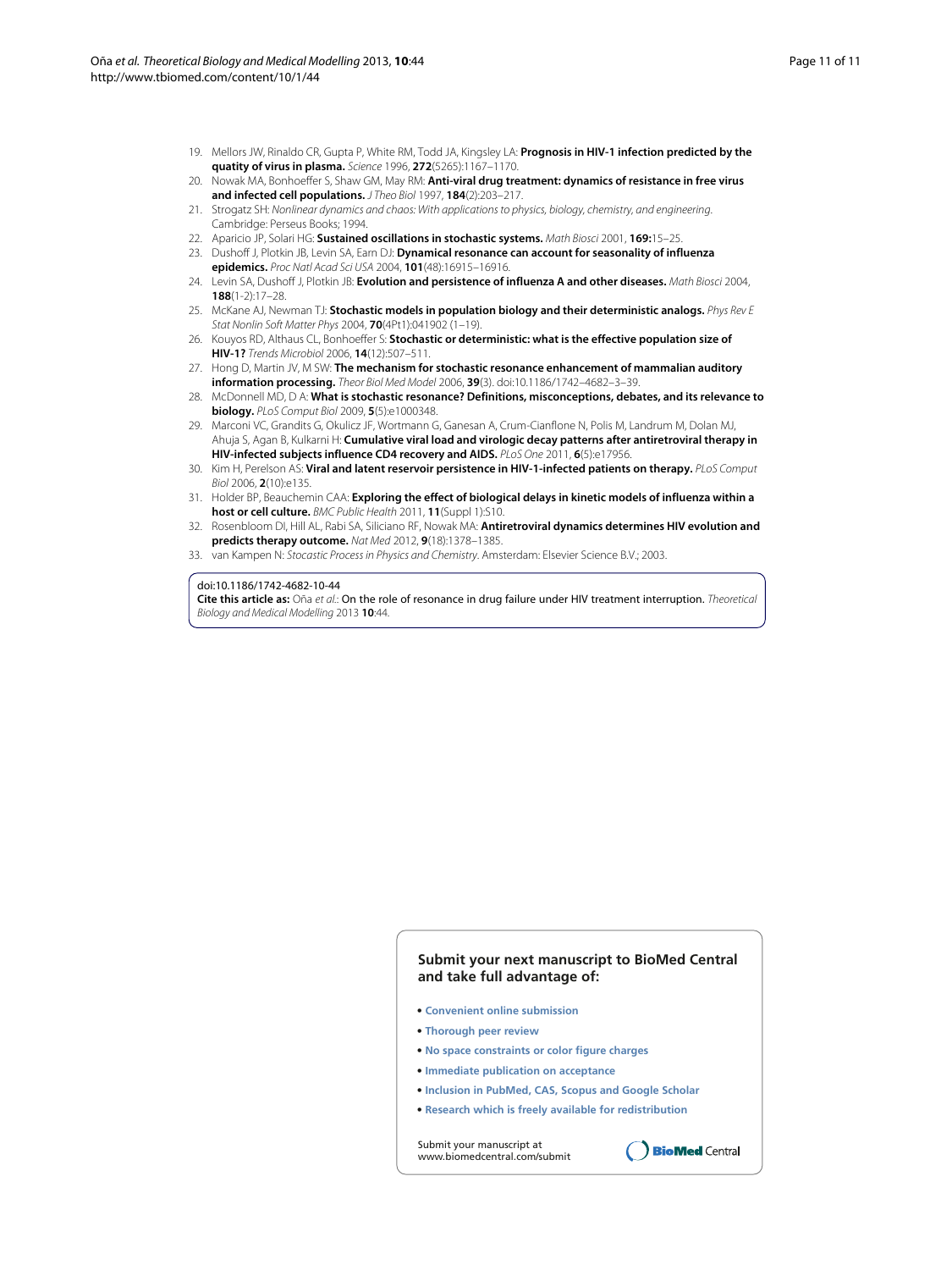19. Mellors JW, Rinaldo CR, Gupta P, White RM, Todd JA, Kingsley LA: **Prognosis in HIV-1 infection predicted by the quatity of virus in plasma.** *Science* 1996, **272**(5265):1167–1170.
20. Nowak MA, Bonhoeffer S, Shaw GM, May RM: **Anti-viral drug treatment: dynamics of resistance in free virus and infected cell populations.** *J Theo Biol* 1997, **184**(2):203–217.
21. Strogatz SH: *Nonlinear dynamics and chaos: With applications to physics, biology, chemistry, and engineering.* Cambridge: Perseus Books; 1994.
22. Aparicio JP, Solari HG: **Sustained oscillations in stochastic systems.** *Math Biosci* 2001, **169:**15–25.
23. Dushoff J, Plotkin JB, Levin SA, Earn DJ: **Dynamical resonance can account for seasonality of influenza epidemics.** *Proc Natl Acad Sci USA* 2004, **101**(48):16915–16916.
24. Levin SA, Dushoff J, Plotkin JB: **Evolution and persistence of influenza A and other diseases.** *Math Biosci* 2004, **188**(1-2):17–28.
25. McKane AJ, Newman TJ: **Stochastic models in population biology and their deterministic analogs.** *Phys Rev E Stat Nonlin Soft Matter Phys* 2004, **70**(4Pt1):041902 (1–19).
26. Kouyos RD, Althaus CL, Bonhoeffer S: **Stochastic or deterministic: what is the effective population size of HIV-1?** *Trends Microbiol* 2006, **14**(12):507–511.
27. Hong D, Martin JV, M SW: **The mechanism for stochastic resonance enhancement of mammalian auditory information processing.** *Theor Biol Med Model* 2006, **39**(3). doi:10.1186/1742–4682–3–39.
28. McDonnell MD, D A: **What is stochastic resonance? Definitions, misconceptions, debates, and its relevance to biology.** *PLoS Comput Biol* 2009, **5**(5):e1000348.
29. Marconi VC, Grandits G, Okulicz JF, Wortmann G, Ganesan A, Crum-Cianflone N, Polis M, Landrum M, Dolan MJ, Ahuja S, Agan B, Kulkarni H: **Cumulative viral load and virologic decay patterns after antiretroviral therapy in HIV-infected subjects influence CD4 recovery and AIDS.** *PLoS One* 2011, **6**(5):e17956.
30. Kim H, Perelson AS: **Viral and latent reservoir persistence in HIV-1-infected patients on therapy.** *PLoS Comput Biol* 2006, **2**(10):e135.
31. Holder BP, Beauchemin CAA: **Exploring the effect of biological delays in kinetic models of influenza within a host or cell culture.** *BMC Public Health* 2011, **11**(Suppl 1):S10.
32. Rosenbloom DI, Hill AL, Rabi SA, Siliciano RF, Nowak MA: **Antiretroviral dynamics determines HIV evolution and predicts therapy outcome.** *Nat Med* 2012, **9**(18):1378–1385.
33. van Kampen N: *Stocastic Process in Physics and Chemistry*. Amsterdam: Elsevier Science B.V.; 2003.

doi:10.1186/1742-4682-10-44
**Cite this article as:** Oña *et al.*: On the role of resonance in drug failure under HIV treatment interruption. *Theoretical Biology and Medical Modelling* 2013 **10**:44.

**Submit your next manuscript to BioMed Central and take full advantage of:**

- **Convenient online submission**
- **Thorough peer review**
- **No space constraints or color figure charges**
- **Immediate publication on acceptance**
- **Inclusion in PubMed, CAS, Scopus and Google Scholar**
- **Research which is freely available for redistribution**

Submit your manuscript at
www.biomedcentral.com/submit

BioMed Central